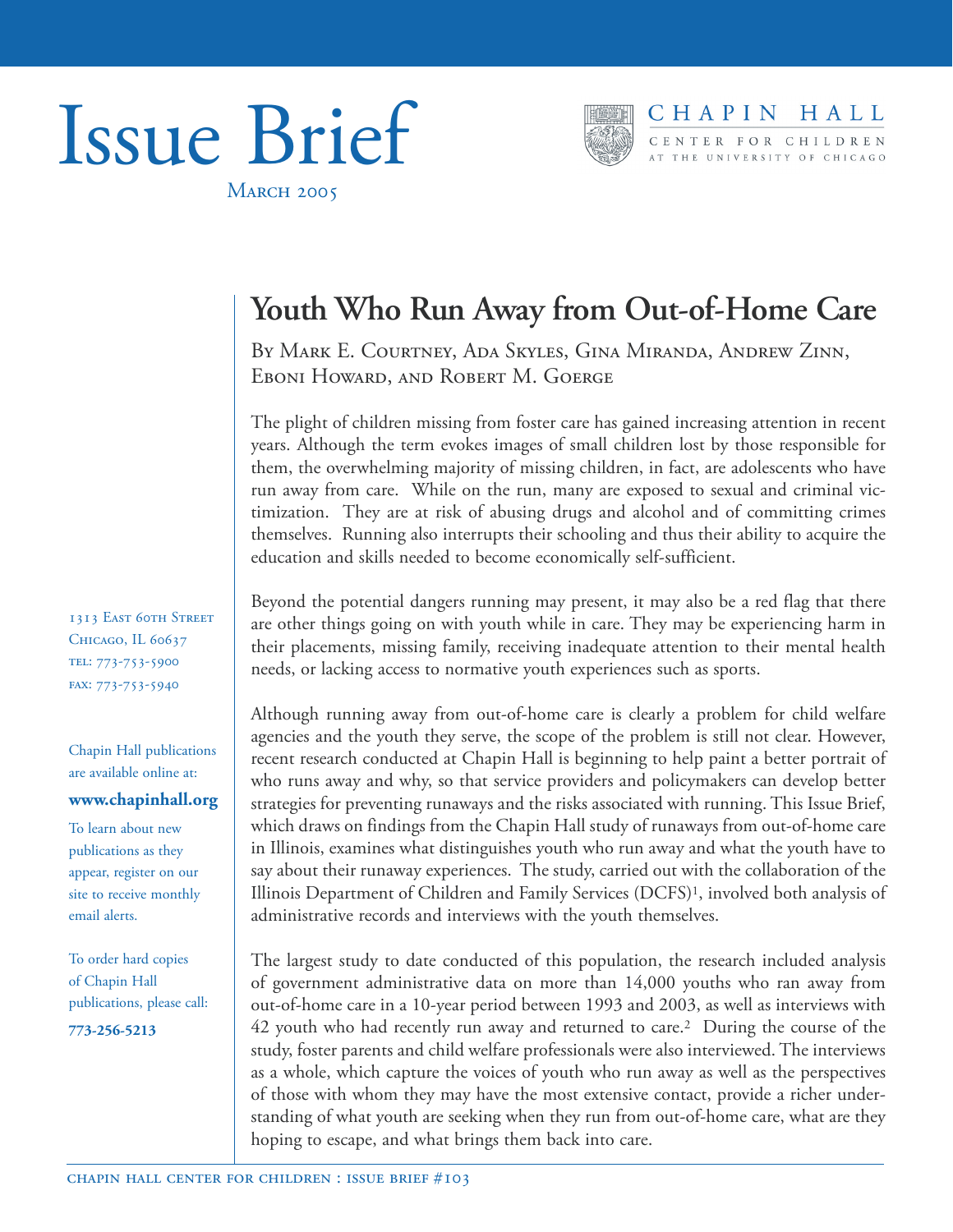# Issue Brief

March 2005

CHAPIN HALL
CENTER FOR CHILDREN
AT THE UNIVERSITY OF CHICAGO

## Youth Who Run Away from Out-of-Home Care

By Mark E. Courtney, Ada Skyles, Gina Miranda, Andrew Zinn, Eboni Howard, and Robert M. Goerge

The plight of children missing from foster care has gained increasing attention in recent years. Although the term evokes images of small children lost by those responsible for them, the overwhelming majority of missing children, in fact, are adolescents who have run away from care. While on the run, many are exposed to sexual and criminal victimization. They are at risk of abusing drugs and alcohol and of committing crimes themselves. Running also interrupts their schooling and thus their ability to acquire the education and skills needed to become economically self-sufficient.

Beyond the potential dangers running may present, it may also be a red flag that there are other things going on with youth while in care. They may be experiencing harm in their placements, missing family, receiving inadequate attention to their mental health needs, or lacking access to normative youth experiences such as sports.

Although running away from out-of-home care is clearly a problem for child welfare agencies and the youth they serve, the scope of the problem is still not clear. However, recent research conducted at Chapin Hall is beginning to help paint a better portrait of who runs away and why, so that service providers and policymakers can develop better strategies for preventing runaways and the risks associated with running. This Issue Brief, which draws on findings from the Chapin Hall study of runaways from out-of-home care in Illinois, examines what distinguishes youth who run away and what the youth have to say about their runaway experiences. The study, carried out with the collaboration of the Illinois Department of Children and Family Services (DCFS)[1], involved both analysis of administrative records and interviews with the youth themselves.

The largest study to date conducted of this population, the research included analysis of government administrative data on more than 14,000 youths who ran away from out-of-home care in a 10-year period between 1993 and 2003, as well as interviews with 42 youth who had recently run away and returned to care.[2] During the course of the study, foster parents and child welfare professionals were also interviewed. The interviews as a whole, which capture the voices of youth who run away as well as the perspectives of those with whom they may have the most extensive contact, provide a richer understanding of what youth are seeking when they run from out-of-home care, what are they hoping to escape, and what brings them back into care.

1313 East 60th Street
Chicago, IL 60637
tel: 773-753-5900
fax: 773-753-5940

Chapin Hall publications are available online at:

**www.chapinhall.org**

To learn about new publications as they appear, register on our site to receive monthly email alerts.

To order hard copies of Chapin Hall publications, please call:

**773-256-5213**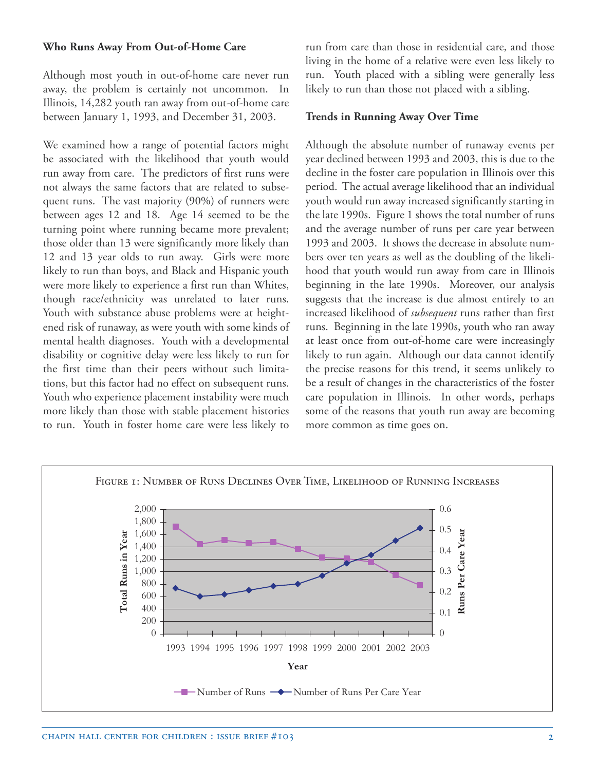### Who Runs Away From Out-of-Home Care

Although most youth in out-of-home care never run away, the problem is certainly not uncommon. In Illinois, 14,282 youth ran away from out-of-home care between January 1, 1993, and December 31, 2003.

We examined how a range of potential factors might be associated with the likelihood that youth would run away from care. The predictors of first runs were not always the same factors that are related to subsequent runs. The vast majority (90%) of runners were between ages 12 and 18. Age 14 seemed to be the turning point where running became more prevalent; those older than 13 were significantly more likely than 12 and 13 year olds to run away. Girls were more likely to run than boys, and Black and Hispanic youth were more likely to experience a first run than Whites, though race/ethnicity was unrelated to later runs. Youth with substance abuse problems were at heightened risk of runaway, as were youth with some kinds of mental health diagnoses. Youth with a developmental disability or cognitive delay were less likely to run for the first time than their peers without such limitations, but this factor had no effect on subsequent runs. Youth who experience placement instability were much more likely than those with stable placement histories to run. Youth in foster home care were less likely to run from care than those in residential care, and those living in the home of a relative were even less likely to run. Youth placed with a sibling were generally less likely to run than those not placed with a sibling.

### Trends in Running Away Over Time

Although the absolute number of runaway events per year declined between 1993 and 2003, this is due to the decline in the foster care population in Illinois over this period. The actual average likelihood that an individual youth would run away increased significantly starting in the late 1990s. Figure 1 shows the total number of runs and the average number of runs per care year between 1993 and 2003. It shows the decrease in absolute numbers over ten years as well as the doubling of the likelihood that youth would run away from care in Illinois beginning in the late 1990s. Moreover, our analysis suggests that the increase is due almost entirely to an increased likelihood of *subsequent* runs rather than first runs. Beginning in the late 1990s, youth who ran away at least once from out-of-home care were increasingly likely to run again. Although our data cannot identify the precise reasons for this trend, it seems unlikely to be a result of changes in the characteristics of the foster care population in Illinois. In other words, perhaps some of the reasons that youth run away are becoming more common as time goes on.

Figure 1: Number of Runs Declines Over Time, Likelihood of Running Increases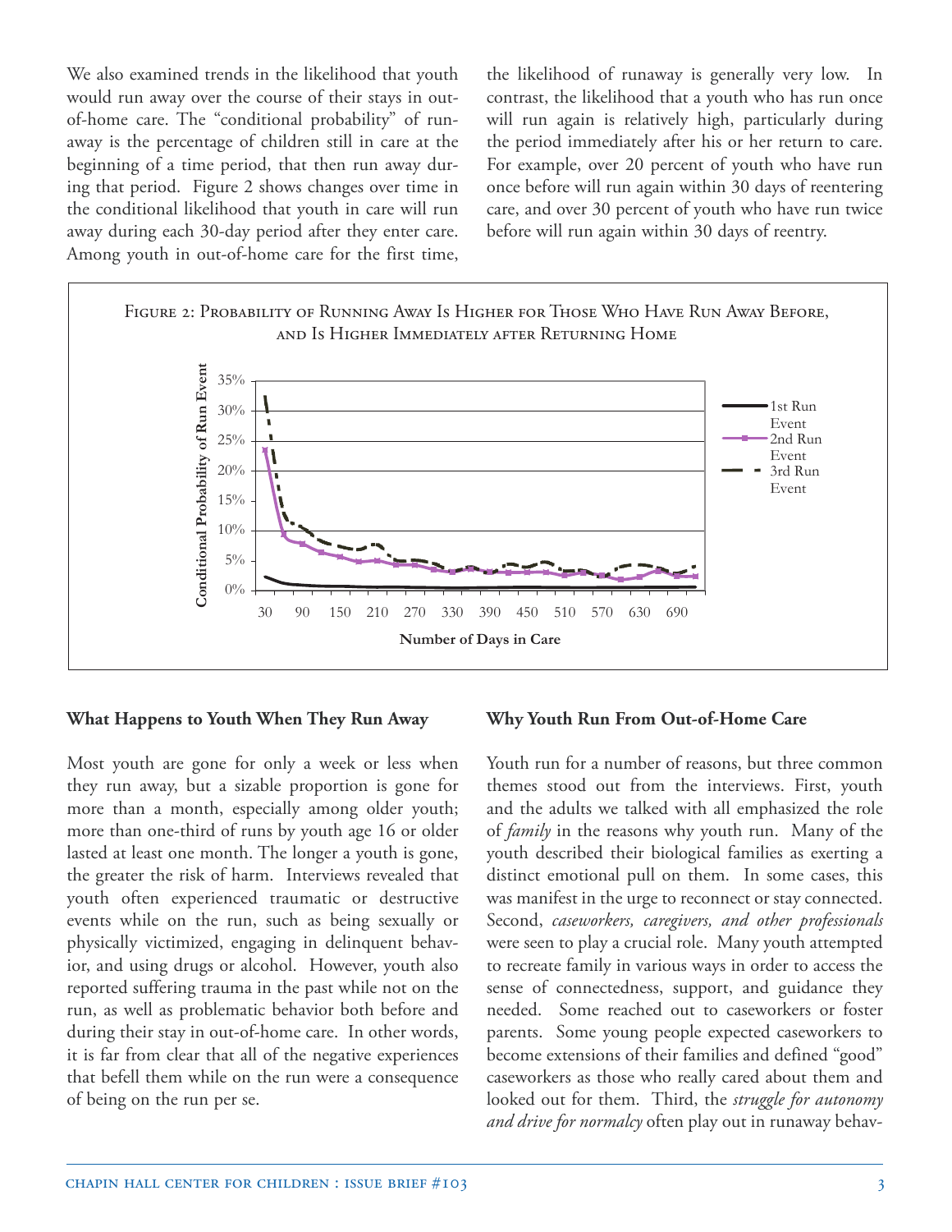We also examined trends in the likelihood that youth would run away over the course of their stays in out-of-home care. The "conditional probability" of runaway is the percentage of children still in care at the beginning of a time period, that then run away during that period. Figure 2 shows changes over time in the conditional likelihood that youth in care will run away during each 30-day period after they enter care. Among youth in out-of-home care for the first time, the likelihood of runaway is generally very low. In contrast, the likelihood that a youth who has run once will run again is relatively high, particularly during the period immediately after his or her return to care. For example, over 20 percent of youth who have run once before will run again within 30 days of reentering care, and over 30 percent of youth who have run twice before will run again within 30 days of reentry.

Figure 2: Probability of Running Away Is Higher for Those Who Have Run Away Before, and Is Higher Immediately after Returning Home

### What Happens to Youth When They Run Away

Most youth are gone for only a week or less when they run away, but a sizable proportion is gone for more than a month, especially among older youth; more than one-third of runs by youth age 16 or older lasted at least one month. The longer a youth is gone, the greater the risk of harm. Interviews revealed that youth often experienced traumatic or destructive events while on the run, such as being sexually or physically victimized, engaging in delinquent behavior, and using drugs or alcohol. However, youth also reported suffering trauma in the past while not on the run, as well as problematic behavior both before and during their stay in out-of-home care. In other words, it is far from clear that all of the negative experiences that befell them while on the run were a consequence of being on the run per se.

### Why Youth Run From Out-of-Home Care

Youth run for a number of reasons, but three common themes stood out from the interviews. First, youth and the adults we talked with all emphasized the role of *family* in the reasons why youth run. Many of the youth described their biological families as exerting a distinct emotional pull on them. In some cases, this was manifest in the urge to reconnect or stay connected. Second, *caseworkers, caregivers, and other professionals* were seen to play a crucial role. Many youth attempted to recreate family in various ways in order to access the sense of connectedness, support, and guidance they needed. Some reached out to caseworkers or foster parents. Some young people expected caseworkers to become extensions of their families and defined "good" caseworkers as those who really cared about them and looked out for them. Third, the *struggle for autonomy and drive for normalcy* often play out in runaway behav-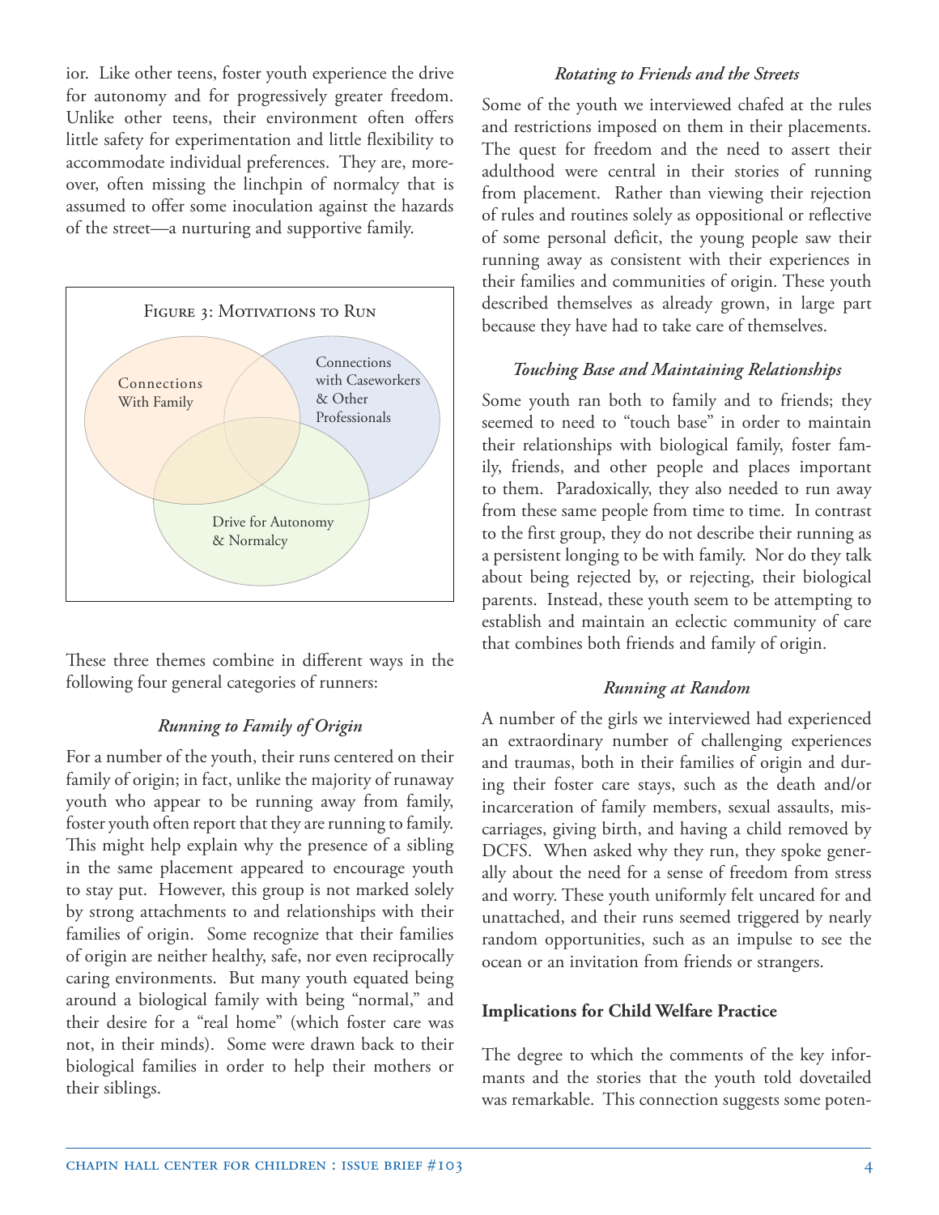ior. Like other teens, foster youth experience the drive for autonomy and for progressively greater freedom. Unlike other teens, their environment often offers little safety for experimentation and little flexibility to accommodate individual preferences. They are, moreover, often missing the linchpin of normalcy that is assumed to offer some inoculation against the hazards of the street—a nurturing and supportive family.

Figure 3: Motivations to Run

Connections With Family

Connections with Caseworkers & Other Professionals

Drive for Autonomy & Normalcy

These three themes combine in different ways in the following four general categories of runners:

### *Running to Family of Origin*

For a number of the youth, their runs centered on their family of origin; in fact, unlike the majority of runaway youth who appear to be running away from family, foster youth often report that they are running to family. This might help explain why the presence of a sibling in the same placement appeared to encourage youth to stay put. However, this group is not marked solely by strong attachments to and relationships with their families of origin. Some recognize that their families of origin are neither healthy, safe, nor even reciprocally caring environments. But many youth equated being around a biological family with being "normal," and their desire for a "real home" (which foster care was not, in their minds). Some were drawn back to their biological families in order to help their mothers or their siblings.

### *Rotating to Friends and the Streets*

Some of the youth we interviewed chafed at the rules and restrictions imposed on them in their placements. The quest for freedom and the need to assert their adulthood were central in their stories of running from placement. Rather than viewing their rejection of rules and routines solely as oppositional or reflective of some personal deficit, the young people saw their running away as consistent with their experiences in their families and communities of origin. These youth described themselves as already grown, in large part because they have had to take care of themselves.

### *Touching Base and Maintaining Relationships*

Some youth ran both to family and to friends; they seemed to need to "touch base" in order to maintain their relationships with biological family, foster family, friends, and other people and places important to them. Paradoxically, they also needed to run away from these same people from time to time. In contrast to the first group, they do not describe their running as a persistent longing to be with family. Nor do they talk about being rejected by, or rejecting, their biological parents. Instead, these youth seem to be attempting to establish and maintain an eclectic community of care that combines both friends and family of origin.

### *Running at Random*

A number of the girls we interviewed had experienced an extraordinary number of challenging experiences and traumas, both in their families of origin and during their foster care stays, such as the death and/or incarceration of family members, sexual assaults, miscarriages, giving birth, and having a child removed by DCFS. When asked why they run, they spoke generally about the need for a sense of freedom from stress and worry. These youth uniformly felt uncared for and unattached, and their runs seemed triggered by nearly random opportunities, such as an impulse to see the ocean or an invitation from friends or strangers.

## **Implications for Child Welfare Practice**

The degree to which the comments of the key informants and the stories that the youth told dovetailed was remarkable. This connection suggests some poten-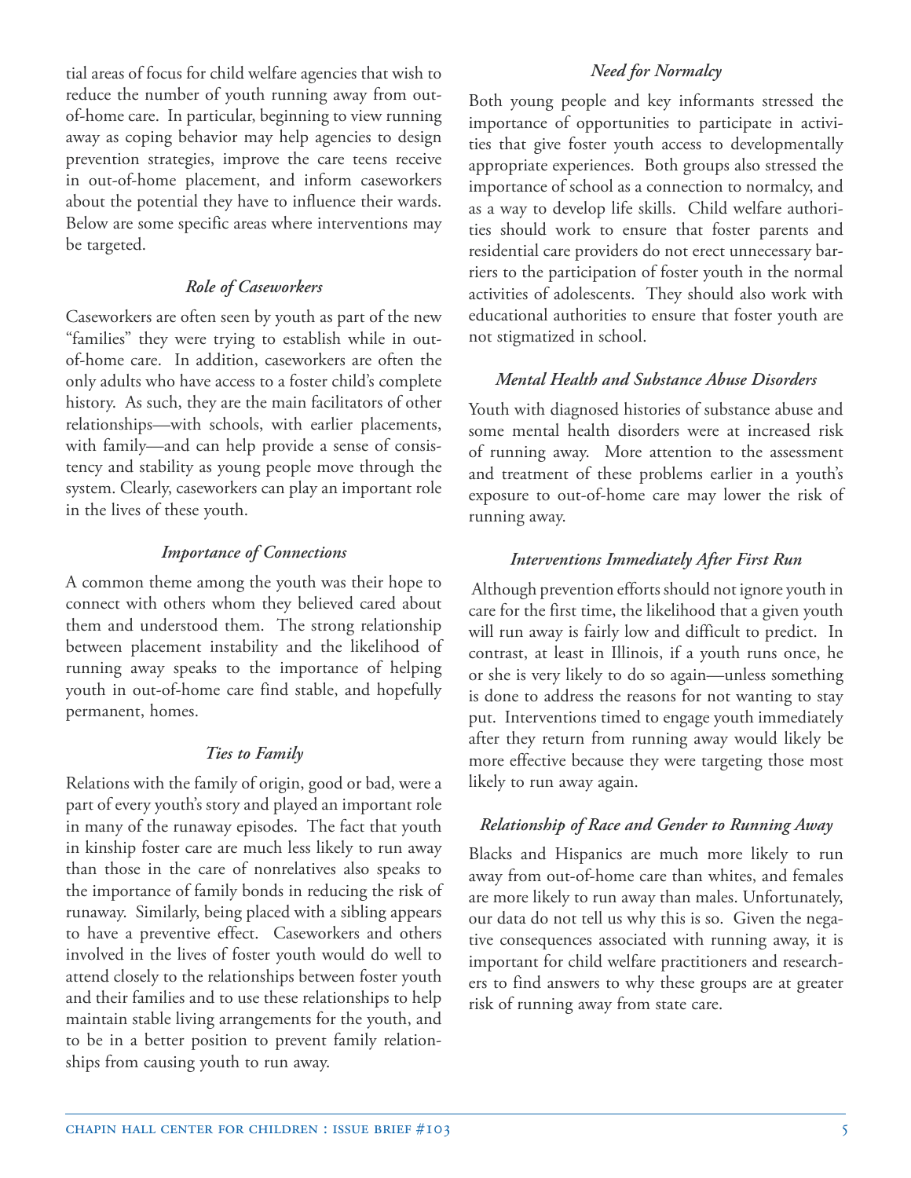tial areas of focus for child welfare agencies that wish to reduce the number of youth running away from out-of-home care. In particular, beginning to view running away as coping behavior may help agencies to design prevention strategies, improve the care teens receive in out-of-home placement, and inform caseworkers about the potential they have to influence their wards. Below are some specific areas where interventions may be targeted.

### *Role of Caseworkers*

Caseworkers are often seen by youth as part of the new "families" they were trying to establish while in out-of-home care. In addition, caseworkers are often the only adults who have access to a foster child's complete history. As such, they are the main facilitators of other relationships—with schools, with earlier placements, with family—and can help provide a sense of consistency and stability as young people move through the system. Clearly, caseworkers can play an important role in the lives of these youth.

### *Importance of Connections*

A common theme among the youth was their hope to connect with others whom they believed cared about them and understood them. The strong relationship between placement instability and the likelihood of running away speaks to the importance of helping youth in out-of-home care find stable, and hopefully permanent, homes.

### *Ties to Family*

Relations with the family of origin, good or bad, were a part of every youth's story and played an important role in many of the runaway episodes. The fact that youth in kinship foster care are much less likely to run away than those in the care of nonrelatives also speaks to the importance of family bonds in reducing the risk of runaway. Similarly, being placed with a sibling appears to have a preventive effect. Caseworkers and others involved in the lives of foster youth would do well to attend closely to the relationships between foster youth and their families and to use these relationships to help maintain stable living arrangements for the youth, and to be in a better position to prevent family relationships from causing youth to run away.

### *Need for Normalcy*

Both young people and key informants stressed the importance of opportunities to participate in activities that give foster youth access to developmentally appropriate experiences. Both groups also stressed the importance of school as a connection to normalcy, and as a way to develop life skills. Child welfare authorities should work to ensure that foster parents and residential care providers do not erect unnecessary barriers to the participation of foster youth in the normal activities of adolescents. They should also work with educational authorities to ensure that foster youth are not stigmatized in school.

### *Mental Health and Substance Abuse Disorders*

Youth with diagnosed histories of substance abuse and some mental health disorders were at increased risk of running away. More attention to the assessment and treatment of these problems earlier in a youth's exposure to out-of-home care may lower the risk of running away.

### *Interventions Immediately After First Run*

Although prevention efforts should not ignore youth in care for the first time, the likelihood that a given youth will run away is fairly low and difficult to predict. In contrast, at least in Illinois, if a youth runs once, he or she is very likely to do so again—unless something is done to address the reasons for not wanting to stay put. Interventions timed to engage youth immediately after they return from running away would likely be more effective because they were targeting those most likely to run away again.

### *Relationship of Race and Gender to Running Away*

Blacks and Hispanics are much more likely to run away from out-of-home care than whites, and females are more likely to run away than males. Unfortunately, our data do not tell us why this is so. Given the negative consequences associated with running away, it is important for child welfare practitioners and researchers to find answers to why these groups are at greater risk of running away from state care.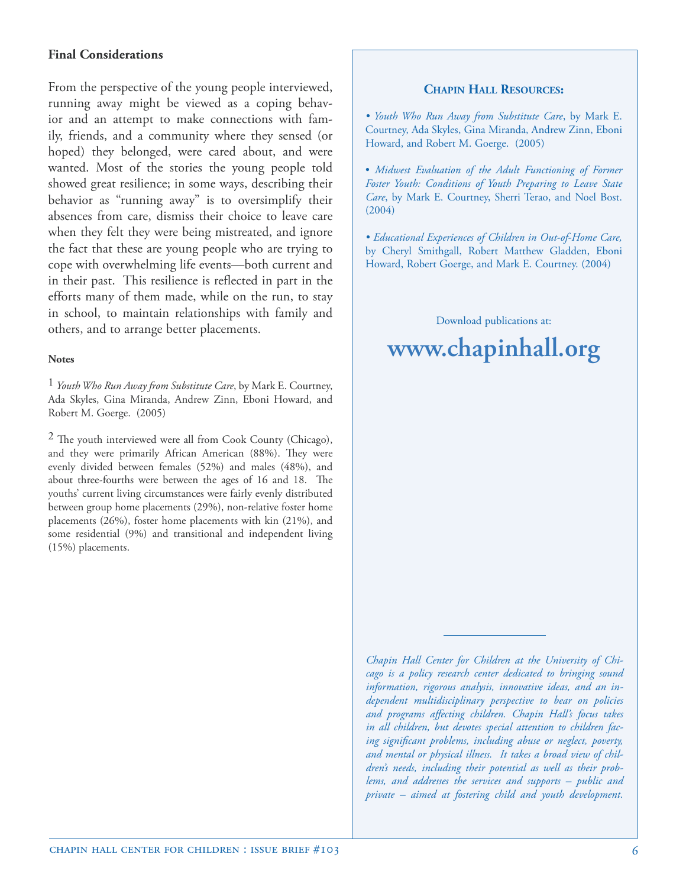## Final Considerations

From the perspective of the young people interviewed, running away might be viewed as a coping behavior and an attempt to make connections with family, friends, and a community where they sensed (or hoped) they belonged, were cared about, and were wanted. Most of the stories the young people told showed great resilience; in some ways, describing their behavior as "running away" is to oversimplify their absences from care, dismiss their choice to leave care when they felt they were being mistreated, and ignore the fact that these are young people who are trying to cope with overwhelming life events—both current and in their past. This resilience is reflected in part in the efforts many of them made, while on the run, to stay in school, to maintain relationships with family and others, and to arrange better placements.

### Notes

[1] *Youth Who Run Away from Substitute Care*, by Mark E. Courtney, Ada Skyles, Gina Miranda, Andrew Zinn, Eboni Howard, and Robert M. Goerge. (2005)

[2] The youth interviewed were all from Cook County (Chicago), and they were primarily African American (88%). They were evenly divided between females (52%) and males (48%), and about three-fourths were between the ages of 16 and 18. The youths' current living circumstances were fairly evenly distributed between group home placements (29%), non-relative foster home placements (26%), foster home placements with kin (21%), and some residential (9%) and transitional and independent living (15%) placements.

### Chapin Hall Resources:

- *Youth Who Run Away from Substitute Care*, by Mark E. Courtney, Ada Skyles, Gina Miranda, Andrew Zinn, Eboni Howard, and Robert M. Goerge. (2005)
- *Midwest Evaluation of the Adult Functioning of Former Foster Youth: Conditions of Youth Preparing to Leave State Care*, by Mark E. Courtney, Sherri Terao, and Noel Bost. (2004)
- *Educational Experiences of Children in Out-of-Home Care,* by Cheryl Smithgall, Robert Matthew Gladden, Eboni Howard, Robert Goerge, and Mark E. Courtney. (2004)

Download publications at:

**www.chapinhall.org**

*Chapin Hall Center for Children at the University of Chicago is a policy research center dedicated to bringing sound information, rigorous analysis, innovative ideas, and an independent multidisciplinary perspective to bear on policies and programs affecting children. Chapin Hall's focus takes in all children, but devotes special attention to children facing significant problems, including abuse or neglect, poverty, and mental or physical illness. It takes a broad view of children's needs, including their potential as well as their problems, and addresses the services and supports – public and private – aimed at fostering child and youth development.*